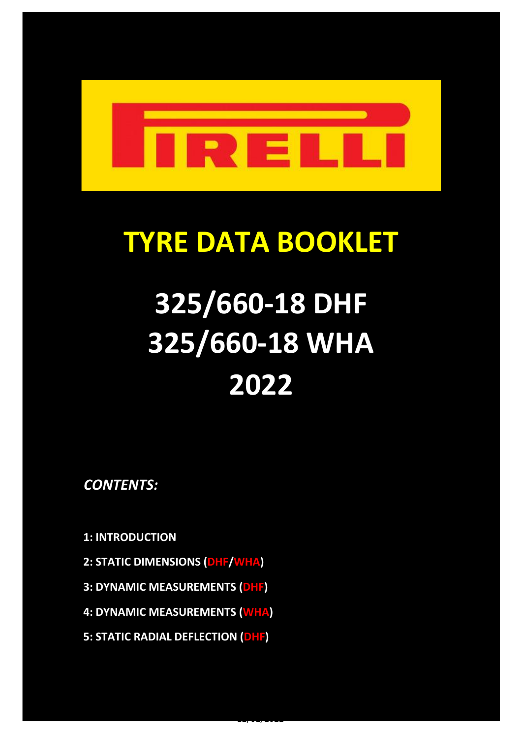PIRELLI

# TYRE DATA BOOKLET

# 325/660-18 DHF
# 325/660-18 WHA
# 2022

***CONTENTS:***

**1: INTRODUCTION**

**2: STATIC DIMENSIONS (DHF/WHA)**

**3: DYNAMIC MEASUREMENTS (DHF)**

**4: DYNAMIC MEASUREMENTS (WHA)**

**5: STATIC RADIAL DEFLECTION (DHF)**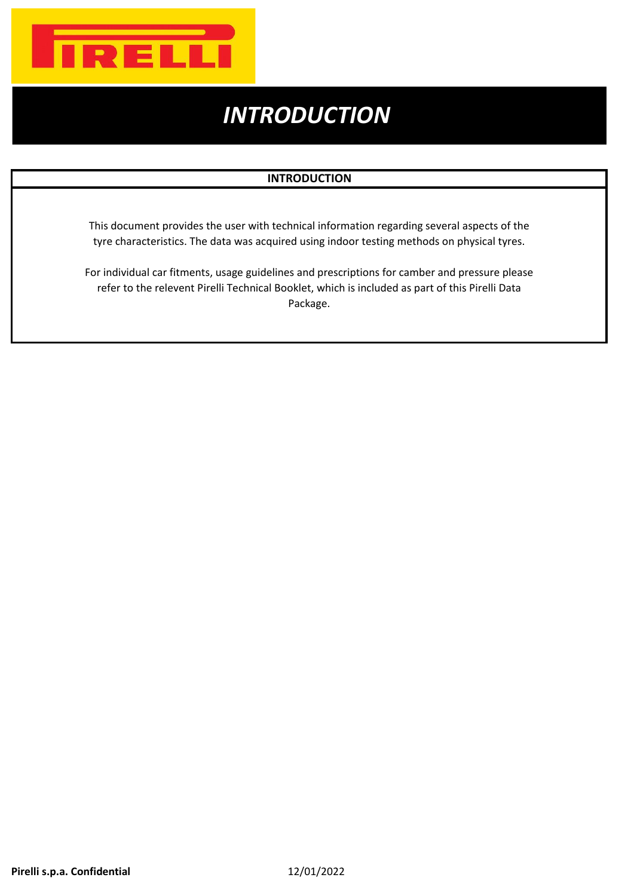# *INTRODUCTION*

## INTRODUCTION

This document provides the user with technical information regarding several aspects of the tyre characteristics. The data was acquired using indoor testing methods on physical tyres.

For individual car fitments, usage guidelines and prescriptions for camber and pressure please refer to the relevent Pirelli Technical Booklet, which is included as part of this Pirelli Data Package.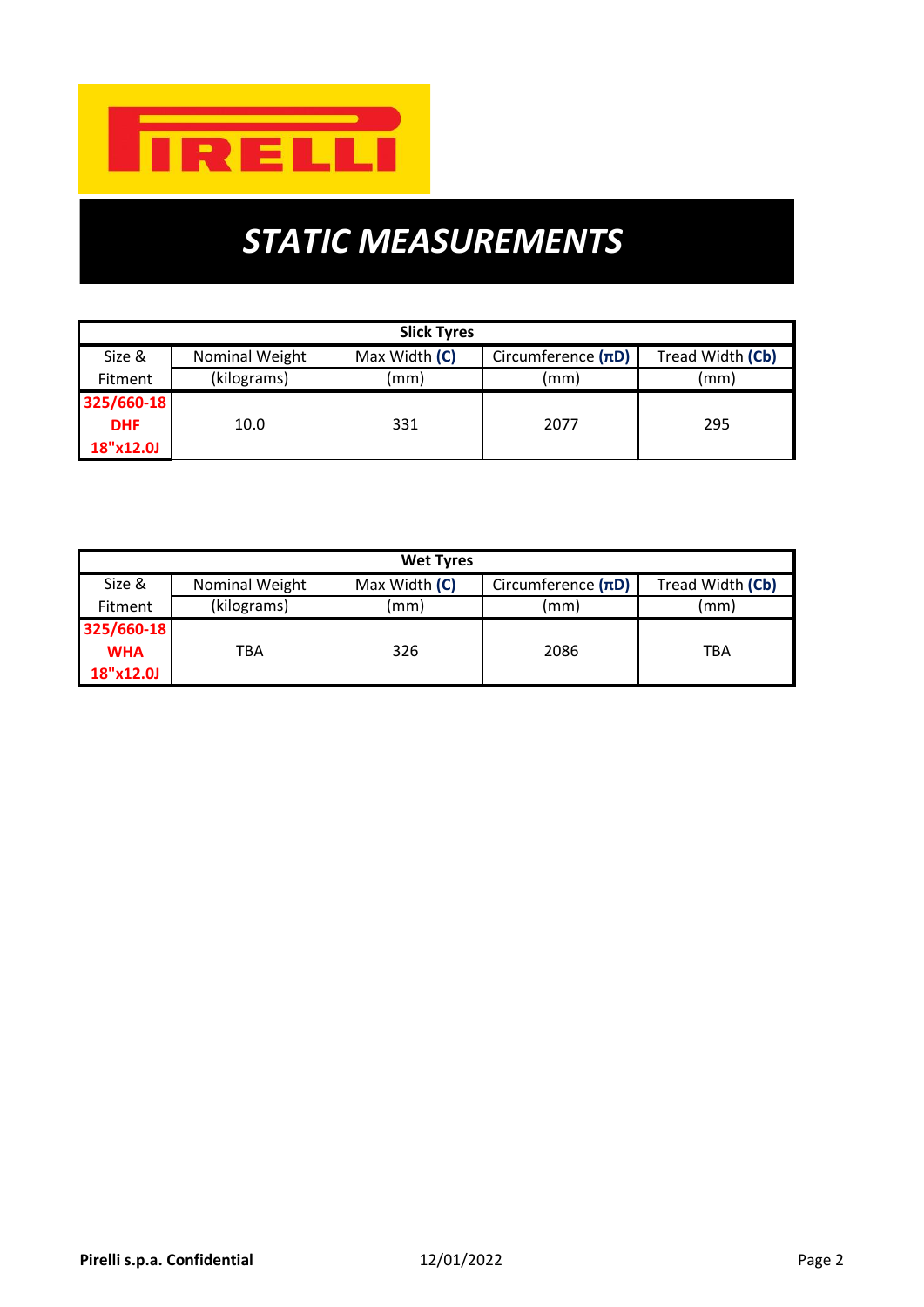# STATIC MEASUREMENTS

| Slick Tyres | | | | |
|---|---|---|---|---|
| Size & Fitment | Nominal Weight (kilograms) | Max Width **(C)** (mm) | Circumference **(πD)** (mm) | Tread Width **(Cb)** (mm) |
| **325/660-18 DHF 18"x12.0J** | 10.0 | 331 | 2077 | 295 |

| Wet Tyres | | | | |
|---|---|---|---|---|
| Size & Fitment | Nominal Weight (kilograms) | Max Width **(C)** (mm) | Circumference **(πD)** (mm) | Tread Width **(Cb)** (mm) |
| **325/660-18 WHA 18"x12.0J** | TBA | 326 | 2086 | TBA |

**Pirelli s.p.a. Confidential** 12/01/2022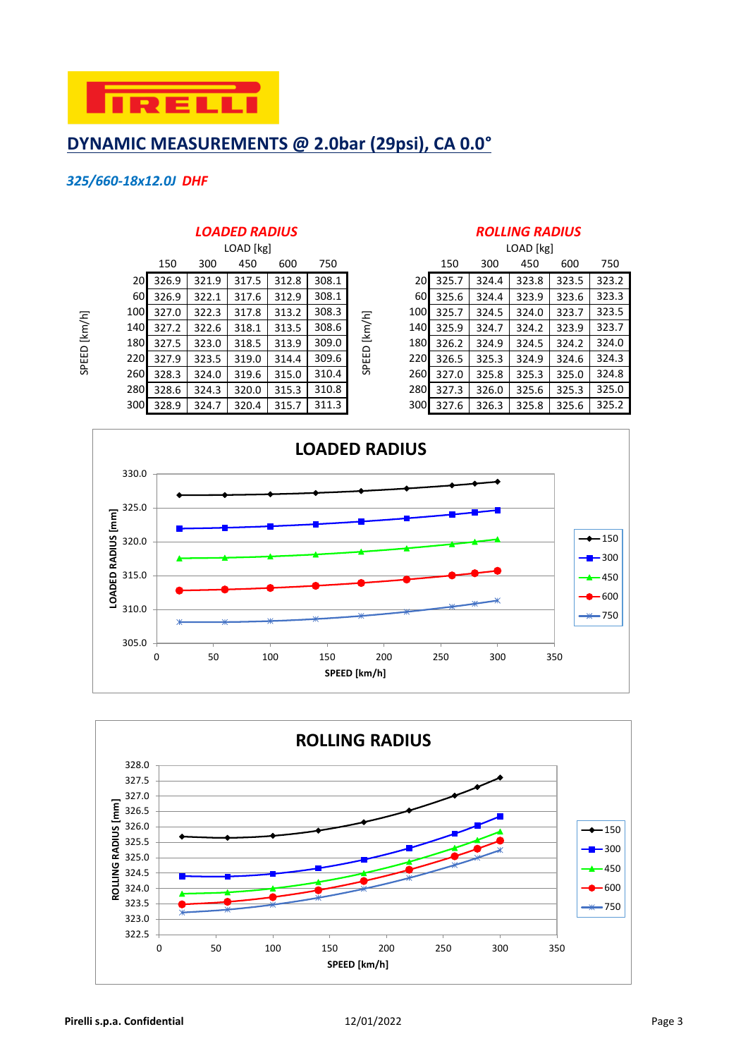## DYNAMIC MEASUREMENTS @ 2.0bar (29psi), CA 0.0°

*325/660-18x12.0J* ***DHF***

### *LOADED RADIUS*

| SPEED [km/h] | LOAD [kg] 150 | 300 | 450 | 600 | 750 |
|---|---|---|---|---|---|
| 20 | 326.9 | 321.9 | 317.5 | 312.8 | 308.1 |
| 60 | 326.9 | 322.1 | 317.6 | 312.9 | 308.1 |
| 100 | 327.0 | 322.3 | 317.8 | 313.2 | 308.3 |
| 140 | 327.2 | 322.6 | 318.1 | 313.5 | 308.6 |
| 180 | 327.5 | 323.0 | 318.5 | 313.9 | 309.0 |
| 220 | 327.9 | 323.5 | 319.0 | 314.4 | 309.6 |
| 260 | 328.3 | 324.0 | 319.6 | 315.0 | 310.4 |
| 280 | 328.6 | 324.3 | 320.0 | 315.3 | 310.8 |
| 300 | 328.9 | 324.7 | 320.4 | 315.7 | 311.3 |

### *ROLLING RADIUS*

| SPEED [km/h] | LOAD [kg] 150 | 300 | 450 | 600 | 750 |
|---|---|---|---|---|---|
| 20 | 325.7 | 324.4 | 323.8 | 323.5 | 323.2 |
| 60 | 325.6 | 324.4 | 323.9 | 323.6 | 323.3 |
| 100 | 325.7 | 324.5 | 324.0 | 323.7 | 323.5 |
| 140 | 325.9 | 324.7 | 324.2 | 323.9 | 323.7 |
| 180 | 326.2 | 324.9 | 324.5 | 324.2 | 324.0 |
| 220 | 326.5 | 325.3 | 324.9 | 324.6 | 324.3 |
| 260 | 327.0 | 325.8 | 325.3 | 325.0 | 324.8 |
| 280 | 327.3 | 326.0 | 325.6 | 325.3 | 325.0 |
| 300 | 327.6 | 326.3 | 325.8 | 325.6 | 325.2 |

**LOADED RADIUS**

**ROLLING RADIUS**

**Pirelli s.p.a. Confidential** 12/01/2022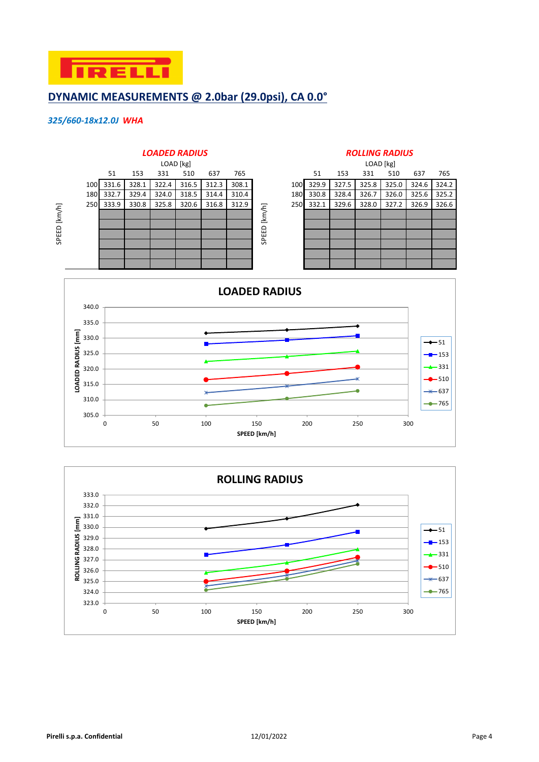# DYNAMIC MEASUREMENTS @ 2.0bar (29.0psi), CA 0.0°

*325/660-18x12.0J* ***WHA***

### LOADED RADIUS

| SPEED [km/h] \ LOAD [kg] | 51 | 153 | 331 | 510 | 637 | 765 |
|---|---|---|---|---|---|---|
| 100 | 331.6 | 328.1 | 322.4 | 316.5 | 312.3 | 308.1 |
| 180 | 332.7 | 329.4 | 324.0 | 318.5 | 314.4 | 310.4 |
| 250 | 333.9 | 330.8 | 325.8 | 320.6 | 316.8 | 312.9 |

### ROLLING RADIUS

| SPEED [km/h] \ LOAD [kg] | 51 | 153 | 331 | 510 | 637 | 765 |
|---|---|---|---|---|---|---|
| 100 | 329.9 | 327.5 | 325.8 | 325.0 | 324.6 | 324.2 |
| 180 | 330.8 | 328.4 | 326.7 | 326.0 | 325.6 | 325.2 |
| 250 | 332.1 | 329.6 | 328.0 | 327.2 | 326.9 | 326.6 |

**LOADED RADIUS**

(Chart: LOADED RADIUS [mm] vs SPEED [km/h]; series: 51, 153, 331, 510, 637, 765)

**ROLLING RADIUS**

(Chart: ROLLING RADIUS [mm] vs SPEED [km/h]; series: 51, 153, 331, 510, 637, 765)

**Pirelli s.p.a. Confidential** 12/01/2022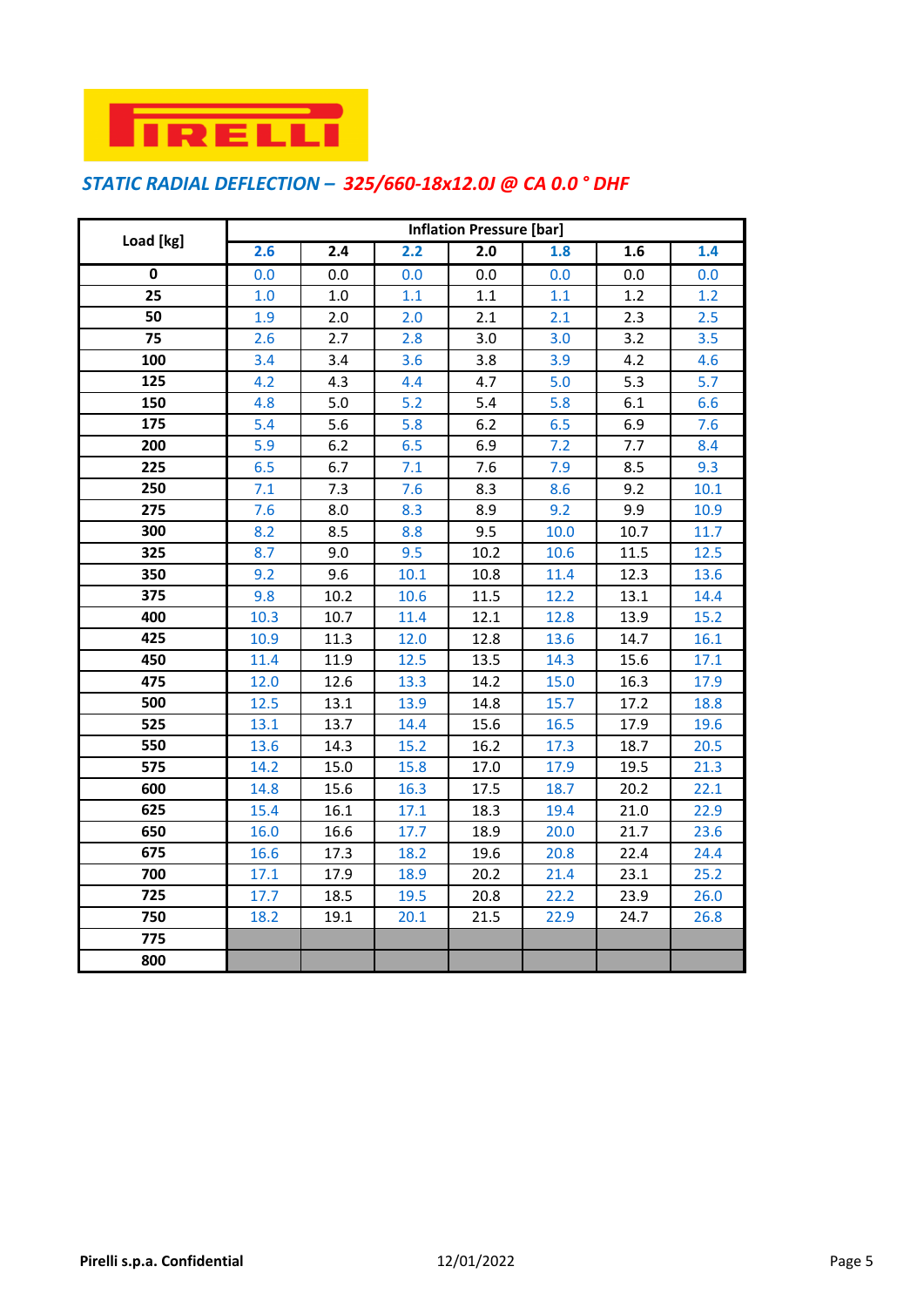PIRELLI

## *STATIC RADIAL DEFLECTION – 325/660-18x12.0J @ CA 0.0 ° DHF*

| Load [kg] | Inflation Pressure [bar] | | | | | | |
|---|---|---|---|---|---|---|---|
| | **2.6** | **2.4** | **2.2** | **2.0** | **1.8** | **1.6** | **1.4** |
| **0** | 0.0 | 0.0 | 0.0 | 0.0 | 0.0 | 0.0 | 0.0 |
| **25** | 1.0 | 1.0 | 1.1 | 1.1 | 1.1 | 1.2 | 1.2 |
| **50** | 1.9 | 2.0 | 2.0 | 2.1 | 2.1 | 2.3 | 2.5 |
| **75** | 2.6 | 2.7 | 2.8 | 3.0 | 3.0 | 3.2 | 3.5 |
| **100** | 3.4 | 3.4 | 3.6 | 3.8 | 3.9 | 4.2 | 4.6 |
| **125** | 4.2 | 4.3 | 4.4 | 4.7 | 5.0 | 5.3 | 5.7 |
| **150** | 4.8 | 5.0 | 5.2 | 5.4 | 5.8 | 6.1 | 6.6 |
| **175** | 5.4 | 5.6 | 5.8 | 6.2 | 6.5 | 6.9 | 7.6 |
| **200** | 5.9 | 6.2 | 6.5 | 6.9 | 7.2 | 7.7 | 8.4 |
| **225** | 6.5 | 6.7 | 7.1 | 7.6 | 7.9 | 8.5 | 9.3 |
| **250** | 7.1 | 7.3 | 7.6 | 8.3 | 8.6 | 9.2 | 10.1 |
| **275** | 7.6 | 8.0 | 8.3 | 8.9 | 9.2 | 9.9 | 10.9 |
| **300** | 8.2 | 8.5 | 8.8 | 9.5 | 10.0 | 10.7 | 11.7 |
| **325** | 8.7 | 9.0 | 9.5 | 10.2 | 10.6 | 11.5 | 12.5 |
| **350** | 9.2 | 9.6 | 10.1 | 10.8 | 11.4 | 12.3 | 13.6 |
| **375** | 9.8 | 10.2 | 10.6 | 11.5 | 12.2 | 13.1 | 14.4 |
| **400** | 10.3 | 10.7 | 11.4 | 12.1 | 12.8 | 13.9 | 15.2 |
| **425** | 10.9 | 11.3 | 12.0 | 12.8 | 13.6 | 14.7 | 16.1 |
| **450** | 11.4 | 11.9 | 12.5 | 13.5 | 14.3 | 15.6 | 17.1 |
| **475** | 12.0 | 12.6 | 13.3 | 14.2 | 15.0 | 16.3 | 17.9 |
| **500** | 12.5 | 13.1 | 13.9 | 14.8 | 15.7 | 17.2 | 18.8 |
| **525** | 13.1 | 13.7 | 14.4 | 15.6 | 16.5 | 17.9 | 19.6 |
| **550** | 13.6 | 14.3 | 15.2 | 16.2 | 17.3 | 18.7 | 20.5 |
| **575** | 14.2 | 15.0 | 15.8 | 17.0 | 17.9 | 19.5 | 21.3 |
| **600** | 14.8 | 15.6 | 16.3 | 17.5 | 18.7 | 20.2 | 22.1 |
| **625** | 15.4 | 16.1 | 17.1 | 18.3 | 19.4 | 21.0 | 22.9 |
| **650** | 16.0 | 16.6 | 17.7 | 18.9 | 20.0 | 21.7 | 23.6 |
| **675** | 16.6 | 17.3 | 18.2 | 19.6 | 20.8 | 22.4 | 24.4 |
| **700** | 17.1 | 17.9 | 18.9 | 20.2 | 21.4 | 23.1 | 25.2 |
| **725** | 17.7 | 18.5 | 19.5 | 20.8 | 22.2 | 23.9 | 26.0 |
| **750** | 18.2 | 19.1 | 20.1 | 21.5 | 22.9 | 24.7 | 26.8 |
| **775** | | | | | | | |
| **800** | | | | | | | |

**Pirelli s.p.a. Confidential** 12/01/2022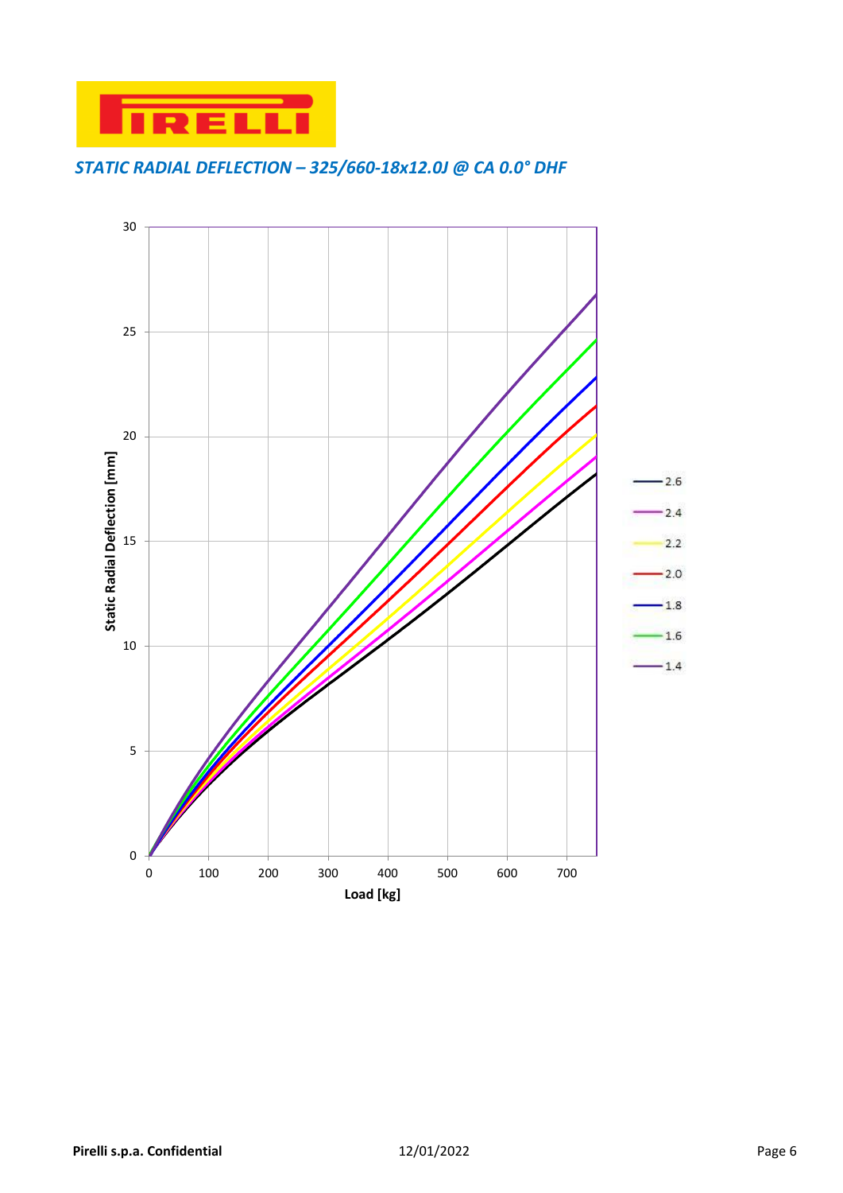## STATIC RADIAL DEFLECTION – 325/660-18x12.0J @ CA 0.0° DHF

Static Radial Deflection [mm]

Load [kg]

- 2.6
- 2.4
- 2.2
- 2.0
- 1.8
- 1.6
- 1.4

**Pirelli s.p.a. Confidential** 12/01/2022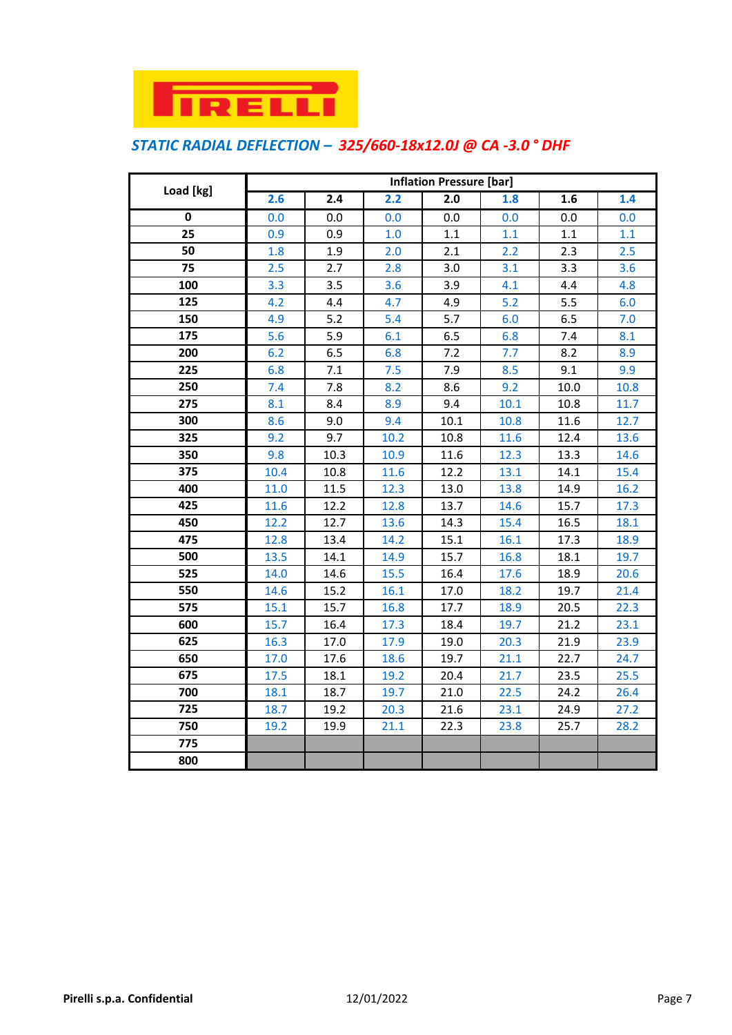PIRELLI

## STATIC RADIAL DEFLECTION – 325/660-18x12.0J @ CA -3.0 ° DHF

| Load [kg] | Inflation Pressure [bar] | | | | | | |
|---|---|---|---|---|---|---|---|
| | 2.6 | 2.4 | 2.2 | 2.0 | 1.8 | 1.6 | 1.4 |
| 0 | 0.0 | 0.0 | 0.0 | 0.0 | 0.0 | 0.0 | 0.0 |
| 25 | 0.9 | 0.9 | 1.0 | 1.1 | 1.1 | 1.1 | 1.1 |
| 50 | 1.8 | 1.9 | 2.0 | 2.1 | 2.2 | 2.3 | 2.5 |
| 75 | 2.5 | 2.7 | 2.8 | 3.0 | 3.1 | 3.3 | 3.6 |
| 100 | 3.3 | 3.5 | 3.6 | 3.9 | 4.1 | 4.4 | 4.8 |
| 125 | 4.2 | 4.4 | 4.7 | 4.9 | 5.2 | 5.5 | 6.0 |
| 150 | 4.9 | 5.2 | 5.4 | 5.7 | 6.0 | 6.5 | 7.0 |
| 175 | 5.6 | 5.9 | 6.1 | 6.5 | 6.8 | 7.4 | 8.1 |
| 200 | 6.2 | 6.5 | 6.8 | 7.2 | 7.7 | 8.2 | 8.9 |
| 225 | 6.8 | 7.1 | 7.5 | 7.9 | 8.5 | 9.1 | 9.9 |
| 250 | 7.4 | 7.8 | 8.2 | 8.6 | 9.2 | 10.0 | 10.8 |
| 275 | 8.1 | 8.4 | 8.9 | 9.4 | 10.1 | 10.8 | 11.7 |
| 300 | 8.6 | 9.0 | 9.4 | 10.1 | 10.8 | 11.6 | 12.7 |
| 325 | 9.2 | 9.7 | 10.2 | 10.8 | 11.6 | 12.4 | 13.6 |
| 350 | 9.8 | 10.3 | 10.9 | 11.6 | 12.3 | 13.3 | 14.6 |
| 375 | 10.4 | 10.8 | 11.6 | 12.2 | 13.1 | 14.1 | 15.4 |
| 400 | 11.0 | 11.5 | 12.3 | 13.0 | 13.8 | 14.9 | 16.2 |
| 425 | 11.6 | 12.2 | 12.8 | 13.7 | 14.6 | 15.7 | 17.3 |
| 450 | 12.2 | 12.7 | 13.6 | 14.3 | 15.4 | 16.5 | 18.1 |
| 475 | 12.8 | 13.4 | 14.2 | 15.1 | 16.1 | 17.3 | 18.9 |
| 500 | 13.5 | 14.1 | 14.9 | 15.7 | 16.8 | 18.1 | 19.7 |
| 525 | 14.0 | 14.6 | 15.5 | 16.4 | 17.6 | 18.9 | 20.6 |
| 550 | 14.6 | 15.2 | 16.1 | 17.0 | 18.2 | 19.7 | 21.4 |
| 575 | 15.1 | 15.7 | 16.8 | 17.7 | 18.9 | 20.5 | 22.3 |
| 600 | 15.7 | 16.4 | 17.3 | 18.4 | 19.7 | 21.2 | 23.1 |
| 625 | 16.3 | 17.0 | 17.9 | 19.0 | 20.3 | 21.9 | 23.9 |
| 650 | 17.0 | 17.6 | 18.6 | 19.7 | 21.1 | 22.7 | 24.7 |
| 675 | 17.5 | 18.1 | 19.2 | 20.4 | 21.7 | 23.5 | 25.5 |
| 700 | 18.1 | 18.7 | 19.7 | 21.0 | 22.5 | 24.2 | 26.4 |
| 725 | 18.7 | 19.2 | 20.3 | 21.6 | 23.1 | 24.9 | 27.2 |
| 750 | 19.2 | 19.9 | 21.1 | 22.3 | 23.8 | 25.7 | 28.2 |
| 775 | | | | | | | |
| 800 | | | | | | | |

**Pirelli s.p.a. Confidential** 12/01/2022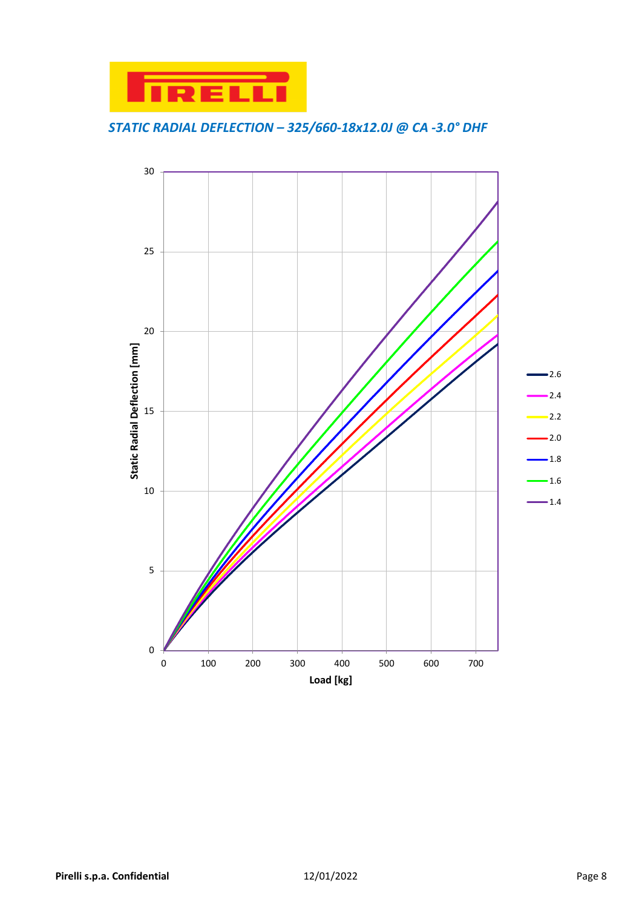PIRELLI

*STATIC RADIAL DEFLECTION – 325/660-18x12.0J @ CA -3.0° DHF*

Static Radial Deflection [mm]

30
25
20
15
10
5
0

0
100
200
300
400
500
600
700

Load [kg]

2.6
2.4
2.2
2.0
1.8
1.6
1.4

**Pirelli s.p.a. Confidential** 12/01/2022